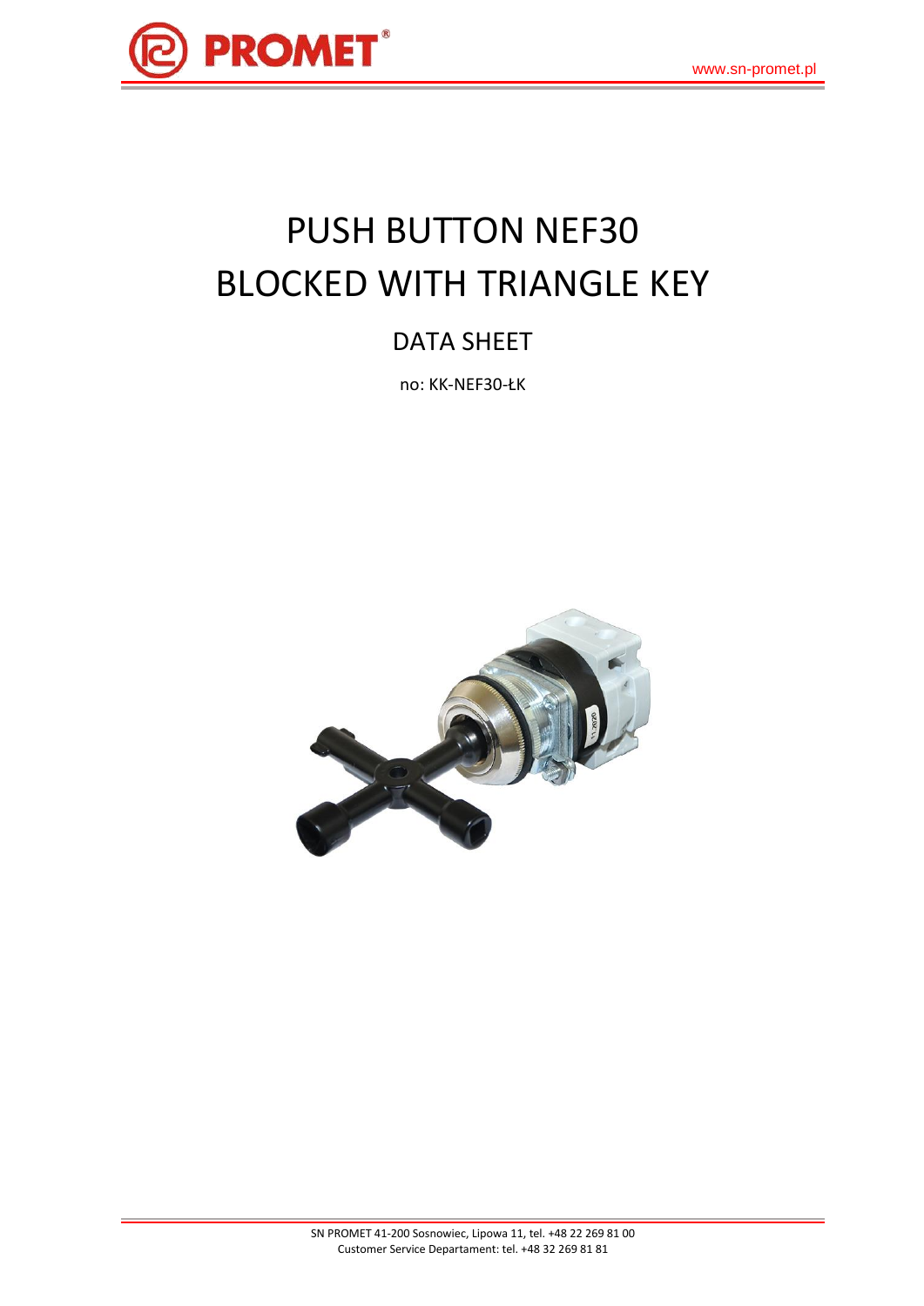# PUSH BUTTON NEF30 BLOCKED WITH TRIANGLE KEY

## DATA SHEET

no: KK-NEF30-ŁK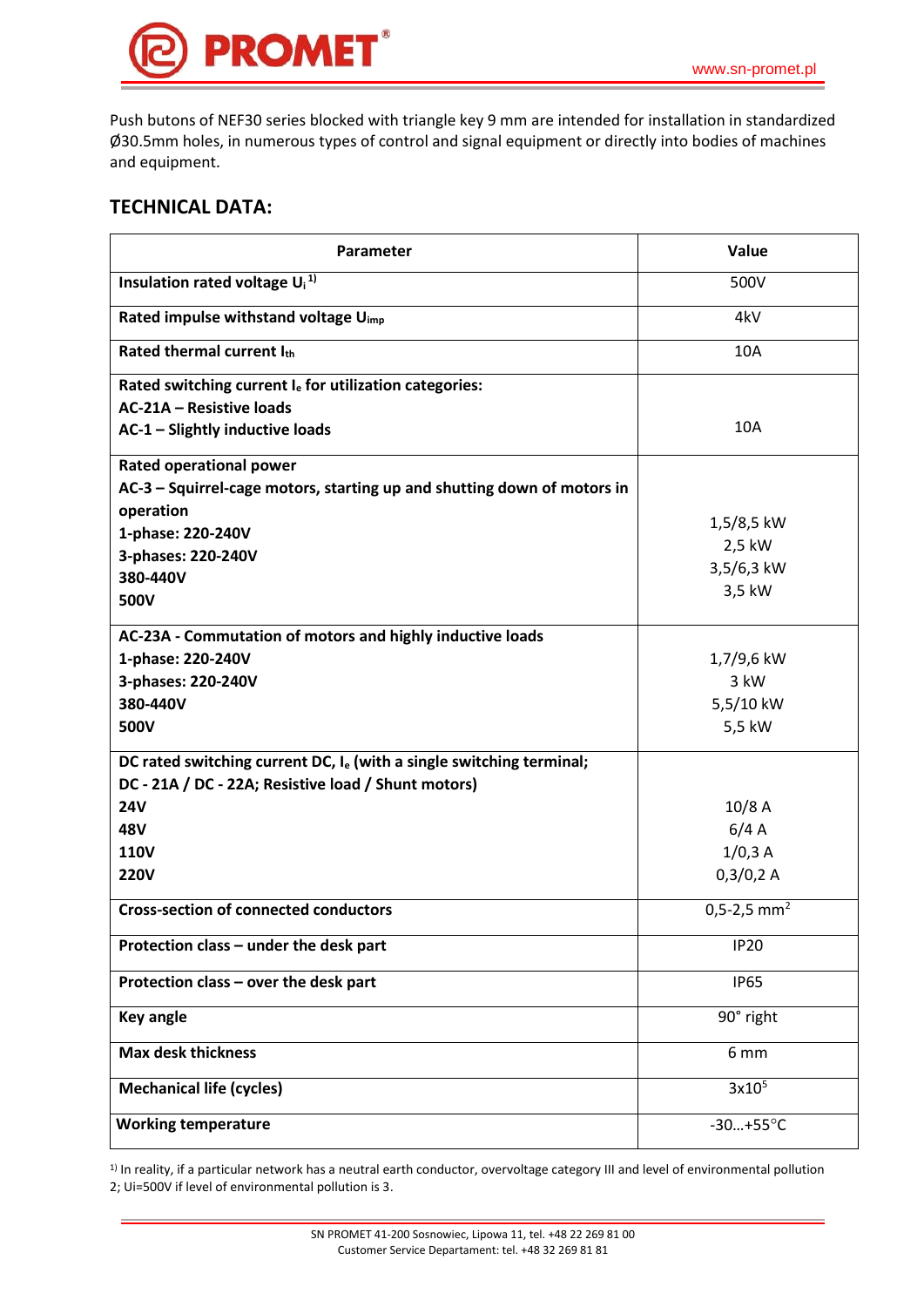Push butons of NEF30 series blocked with triangle key 9 mm are intended for installation in standardized Ø30.5mm holes, in numerous types of control and signal equipment or directly into bodies of machines and equipment.

## TECHNICAL DATA:

| Parameter | Value |
|---|---|
| **Insulation rated voltage $U_i$ [1)]** | 500V |
| **Rated impulse withstand voltage $U_{imp}$** | 4kV |
| **Rated thermal current $I_{th}$** | 10A |
| **Rated switching current $I_e$ for utilization categories:**<br>**AC-21A – Resistive loads**<br>**AC-1 – Slightly inductive loads** | 10A |
| **Rated operational power**<br>**AC-3 – Squirrel-cage motors, starting up and shutting down of motors in operation**<br>**1-phase: 220-240V**<br>**3-phases: 220-240V**<br>**380-440V**<br>**500V** | 1,5/8,5 kW<br>2,5 kW<br>3,5/6,3 kW<br>3,5 kW |
| **AC-23A - Commutation of motors and highly inductive loads**<br>**1-phase: 220-240V**<br>**3-phases: 220-240V**<br>**380-440V**<br>**500V** | 1,7/9,6 kW<br>3 kW<br>5,5/10 kW<br>5,5 kW |
| **DC rated switching current DC, $I_e$ (with a single switching terminal; DC - 21A / DC - 22A; Resistive load / Shunt motors)**<br>**24V**<br>**48V**<br>**110V**<br>**220V** | 10/8 A<br>6/4 A<br>1/0,3 A<br>0,3/0,2 A |
| **Cross-section of connected conductors** | 0,5-2,5 $mm^2$ |
| **Protection class – under the desk part** | IP20 |
| **Protection class – over the desk part** | IP65 |
| **Key angle** | 90° right |
| **Max desk thickness** | 6 mm |
| **Mechanical life (cycles)** | $3x10^5$ |
| **Working temperature** | -30…+55°C |

[1)] In reality, if a particular network has a neutral earth conductor, overvoltage category III and level of environmental pollution 2; Ui=500V if level of environmental pollution is 3.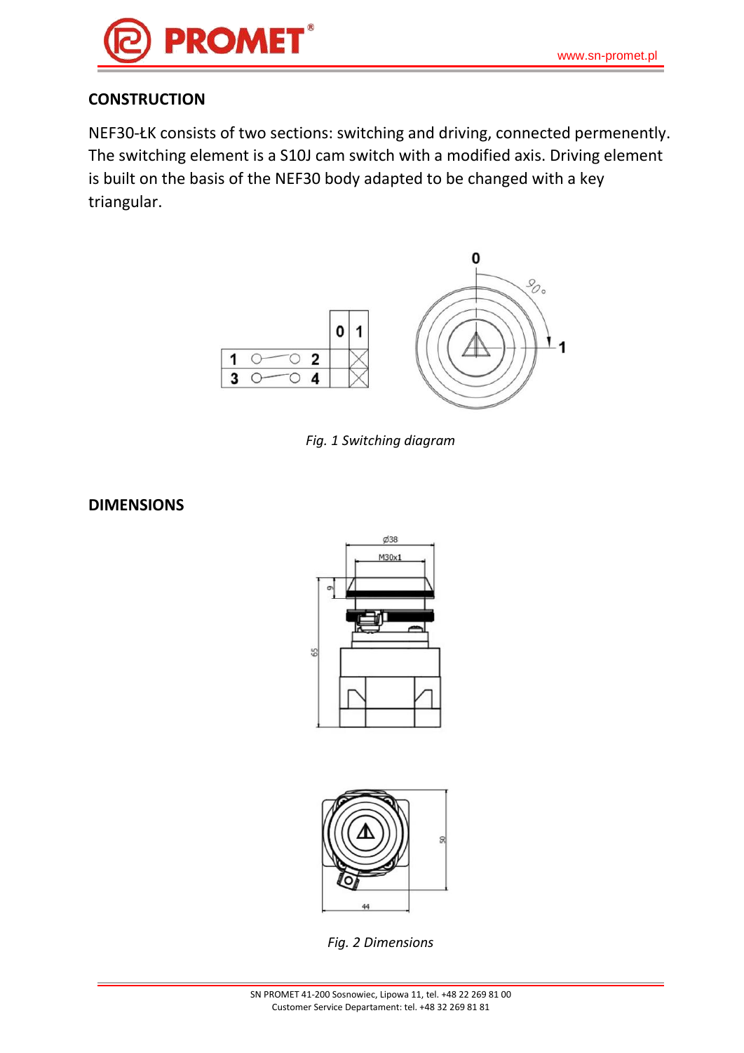## CONSTRUCTION

NEF30-ŁK consists of two sections: switching and driving, connected permenently. The switching element is a S10J cam switch with a modified axis. Driving element is built on the basis of the NEF30 body adapted to be changed with a key triangular.

0 1

1 2

3 4

0

90°

1

*Fig. 1 Switching diagram*

## DIMENSIONS

Ø38

M30x1

9

65

50

44

*Fig. 2 Dimensions*